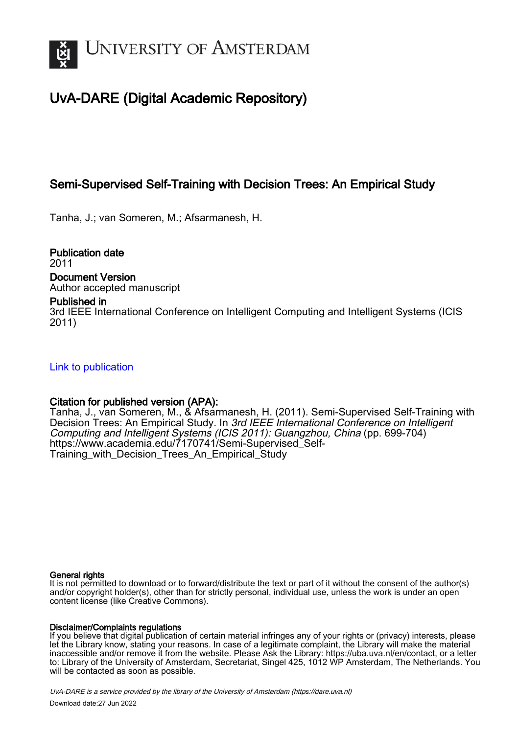UNIVERSITY OF AMSTERDAM

# UvA-DARE (Digital Academic Repository)

## Semi-Supervised Self-Training with Decision Trees: An Empirical Study

Tanha, J.; van Someren, M.; Afsarmanesh, H.

**Publication date**
2011

**Document Version**
Author accepted manuscript

**Published in**
3rd IEEE International Conference on Intelligent Computing and Intelligent Systems (ICIS 2011)

Link to publication

**Citation for published version (APA):**
Tanha, J., van Someren, M., & Afsarmanesh, H. (2011). Semi-Supervised Self-Training with Decision Trees: An Empirical Study. In *3rd IEEE International Conference on Intelligent Computing and Intelligent Systems (ICIS 2011): Guangzhou, China* (pp. 699-704) https://www.academia.edu/7170741/Semi-Supervised_Self-Training_with_Decision_Trees_An_Empirical_Study

**General rights**
It is not permitted to download or to forward/distribute the text or part of it without the consent of the author(s) and/or copyright holder(s), other than for strictly personal, individual use, unless the work is under an open content license (like Creative Commons).

**Disclaimer/Complaints regulations**
If you believe that digital publication of certain material infringes any of your rights or (privacy) interests, please let the Library know, stating your reasons. In case of a legitimate complaint, the Library will make the material inaccessible and/or remove it from the website. Please Ask the Library: https://uba.uva.nl/en/contact, or a letter to: Library of the University of Amsterdam, Secretariat, Singel 425, 1012 WP Amsterdam, The Netherlands. You will be contacted as soon as possible.

*UvA-DARE is a service provided by the library of the University of Amsterdam (https://dare.uva.nl)*

Download date:27 Jun 2022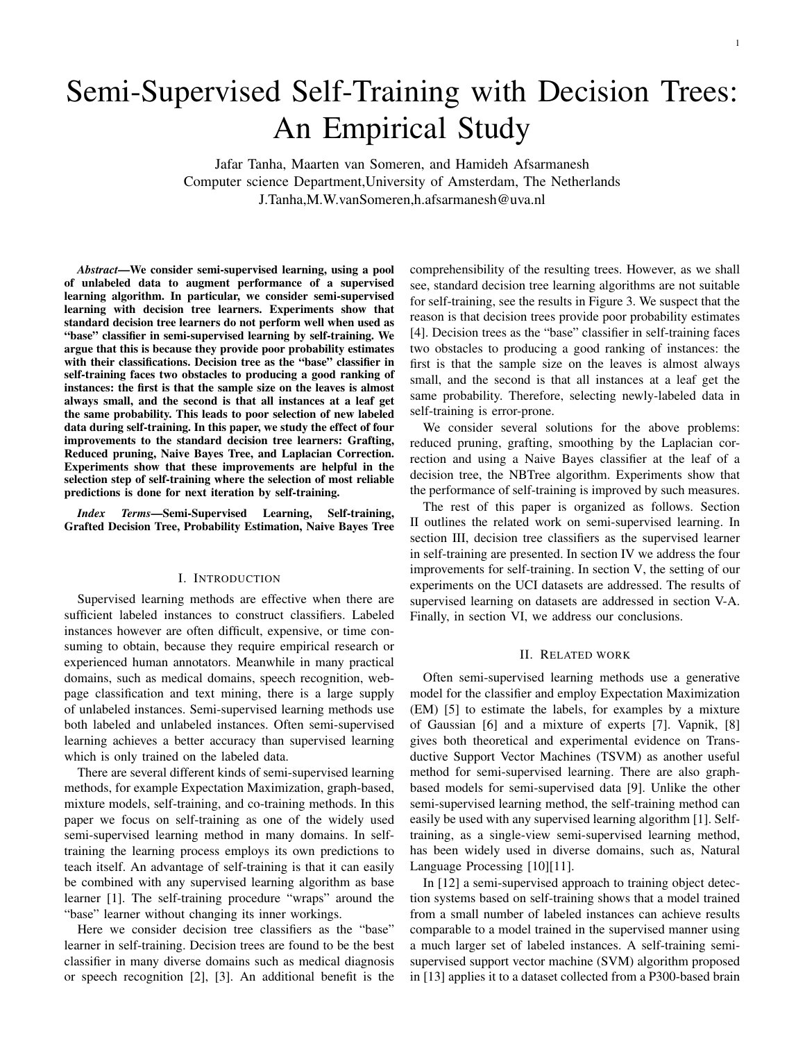# Semi-Supervised Self-Training with Decision Trees: An Empirical Study

Jafar Tanha, Maarten van Someren, and Hamideh Afsarmanesh
Computer science Department,University of Amsterdam, The Netherlands
J.Tanha,M.W.vanSomeren,h.afsarmanesh@uva.nl

***Abstract*—We consider semi-supervised learning, using a pool of unlabeled data to augment performance of a supervised learning algorithm. In particular, we consider semi-supervised learning with decision tree learners. Experiments show that standard decision tree learners do not perform well when used as "base" classifier in semi-supervised learning by self-training. We argue that this is because they provide poor probability estimates with their classifications. Decision tree as the "base" classifier in self-training faces two obstacles to producing a good ranking of instances: the first is that the sample size on the leaves is almost always small, and the second is that all instances at a leaf get the same probability. This leads to poor selection of new labeled data during self-training. In this paper, we study the effect of four improvements to the standard decision tree learners: Grafting, Reduced pruning, Naive Bayes Tree, and Laplacian Correction. Experiments show that these improvements are helpful in the selection step of self-training where the selection of most reliable predictions is done for next iteration by self-training.**

***Index Terms*—Semi-Supervised Learning, Self-training, Grafted Decision Tree, Probability Estimation, Naive Bayes Tree**

## I. Introduction

Supervised learning methods are effective when there are sufficient labeled instances to construct classifiers. Labeled instances however are often difficult, expensive, or time consuming to obtain, because they require empirical research or experienced human annotators. Meanwhile in many practical domains, such as medical domains, speech recognition, webpage classification and text mining, there is a large supply of unlabeled instances. Semi-supervised learning methods use both labeled and unlabeled instances. Often semi-supervised learning achieves a better accuracy than supervised learning which is only trained on the labeled data.

There are several different kinds of semi-supervised learning methods, for example Expectation Maximization, graph-based, mixture models, self-training, and co-training methods. In this paper we focus on self-training as one of the widely used semi-supervised learning method in many domains. In self-training the learning process employs its own predictions to teach itself. An advantage of self-training is that it can easily be combined with any supervised learning algorithm as base learner [1]. The self-training procedure "wraps" around the "base" learner without changing its inner workings.

Here we consider decision tree classifiers as the "base" learner in self-training. Decision trees are found to be the best classifier in many diverse domains such as medical diagnosis or speech recognition [2], [3]. An additional benefit is the comprehensibility of the resulting trees. However, as we shall see, standard decision tree learning algorithms are not suitable for self-training, see the results in Figure 3. We suspect that the reason is that decision trees provide poor probability estimates [4]. Decision trees as the "base" classifier in self-training faces two obstacles to producing a good ranking of instances: the first is that the sample size on the leaves is almost always small, and the second is that all instances at a leaf get the same probability. Therefore, selecting newly-labeled data in self-training is error-prone.

We consider several solutions for the above problems: reduced pruning, grafting, smoothing by the Laplacian correction and using a Naive Bayes classifier at the leaf of a decision tree, the NBTree algorithm. Experiments show that the performance of self-training is improved by such measures.

The rest of this paper is organized as follows. Section II outlines the related work on semi-supervised learning. In section III, decision tree classifiers as the supervised learner in self-training are presented. In section IV we address the four improvements for self-training. In section V, the setting of our experiments on the UCI datasets are addressed. The results of supervised learning on datasets are addressed in section V-A. Finally, in section VI, we address our conclusions.

## II. Related work

Often semi-supervised learning methods use a generative model for the classifier and employ Expectation Maximization (EM) [5] to estimate the labels, for examples by a mixture of Gaussian [6] and a mixture of experts [7]. Vapnik, [8] gives both theoretical and experimental evidence on Transductive Support Vector Machines (TSVM) as another useful method for semi-supervised learning. There are also graph-based models for semi-supervised data [9]. Unlike the other semi-supervised learning method, the self-training method can easily be used with any supervised learning algorithm [1]. Self-training, as a single-view semi-supervised learning method, has been widely used in diverse domains, such as, Natural Language Processing [10][11].

In [12] a semi-supervised approach to training object detection systems based on self-training shows that a model trained from a small number of labeled instances can achieve results comparable to a model trained in the supervised manner using a much larger set of labeled instances. A self-training semi-supervised support vector machine (SVM) algorithm proposed in [13] applies it to a dataset collected from a P300-based brain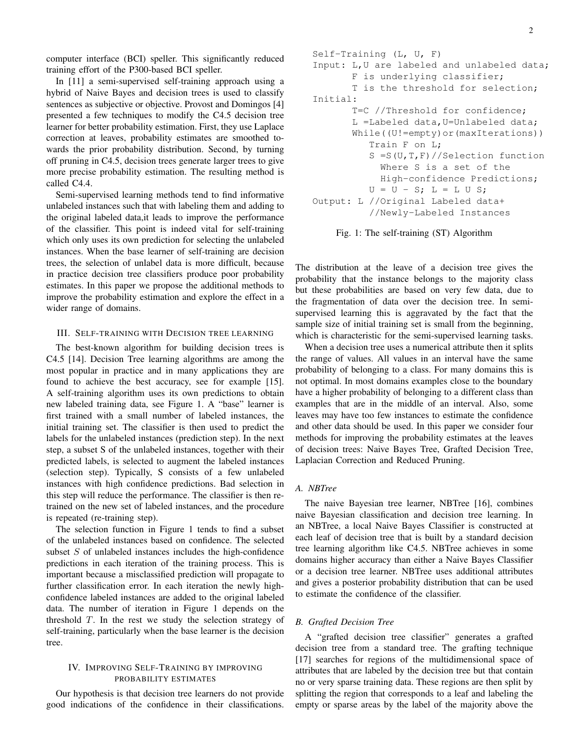computer interface (BCI) speller. This significantly reduced training effort of the P300-based BCI speller.

In [11] a semi-supervised self-training approach using a hybrid of Naive Bayes and decision trees is used to classify sentences as subjective or objective. Provost and Domingos [4] presented a few techniques to modify the C4.5 decision tree learner for better probability estimation. First, they use Laplace correction at leaves, probability estimates are smoothed towards the prior probability distribution. Second, by turning off pruning in C4.5, decision trees generate larger trees to give more precise probability estimation. The resulting method is called C4.4.

Semi-supervised learning methods tend to find informative unlabeled instances such that with labeling them and adding to the original labeled data,it leads to improve the performance of the classifier. This point is indeed vital for self-training which only uses its own prediction for selecting the unlabeled instances. When the base learner of self-training are decision trees, the selection of unlabel data is more difficult, because in practice decision tree classifiers produce poor probability estimates. In this paper we propose the additional methods to improve the probability estimation and explore the effect in a wider range of domains.

## III. Self-training with Decision tree learning

The best-known algorithm for building decision trees is C4.5 [14]. Decision Tree learning algorithms are among the most popular in practice and in many applications they are found to achieve the best accuracy, see for example [15]. A self-training algorithm uses its own predictions to obtain new labeled training data, see Figure 1. A "base" learner is first trained with a small number of labeled instances, the initial training set. The classifier is then used to predict the labels for the unlabeled instances (prediction step). In the next step, a subset S of the unlabeled instances, together with their predicted labels, is selected to augment the labeled instances (selection step). Typically, S consists of a few unlabeled instances with high confidence predictions. Bad selection in this step will reduce the performance. The classifier is then re-trained on the new set of labeled instances, and the procedure is repeated (re-training step).

The selection function in Figure 1 tends to find a subset of the unlabeled instances based on confidence. The selected subset $S$ of unlabeled instances includes the high-confidence predictions in each iteration of the training process. This is important because a misclassified prediction will propagate to further classification error. In each iteration the newly high-confidence labeled instances are added to the original labeled data. The number of iteration in Figure 1 depends on the threshold $T$. In the rest we study the selection strategy of self-training, particularly when the base learner is the decision tree.

```
Self-Training (L, U, F)
Input: L,U are labeled and unlabeled data;
       F is underlying classifier;
       T is the threshold for selection;
Initial:
       T=C //Threshold for confidence;
       L =Labeled data,U=Unlabeled data;
       While((U!=empty)or(maxIterations))
          Train F on L;
          S =S(U,T,F)//Selection function
            Where S is a set of the
            High-confidence Predictions;
          U = U - S; L = L U S;
Output: L //Original Labeled data+
          //Newly-Labeled Instances
```

Fig. 1: The self-training (ST) Algorithm

## IV. Improving Self-Training by improving probability estimates

Our hypothesis is that decision tree learners do not provide good indications of the confidence in their classifications. The distribution at the leave of a decision tree gives the probability that the instance belongs to the majority class but these probabilities are based on very few data, due to the fragmentation of data over the decision tree. In semi-supervised learning this is aggravated by the fact that the sample size of initial training set is small from the beginning, which is characteristic for the semi-supervised learning tasks.

When a decision tree uses a numerical attribute then it splits the range of values. All values in an interval have the same probability of belonging to a class. For many domains this is not optimal. In most domains examples close to the boundary have a higher probability of belonging to a different class than examples that are in the middle of an interval. Also, some leaves may have too few instances to estimate the confidence and other data should be used. In this paper we consider four methods for improving the probability estimates at the leaves of decision trees: Naive Bayes Tree, Grafted Decision Tree, Laplacian Correction and Reduced Pruning.

### A. NBTree

The naive Bayesian tree learner, NBTree [16], combines naive Bayesian classification and decision tree learning. In an NBTree, a local Naive Bayes Classifier is constructed at each leaf of decision tree that is built by a standard decision tree learning algorithm like C4.5. NBTree achieves in some domains higher accuracy than either a Naive Bayes Classifier or a decision tree learner. NBTree uses additional attributes and gives a posterior probability distribution that can be used to estimate the confidence of the classifier.

### B. Grafted Decision Tree

A "grafted decision tree classifier" generates a grafted decision tree from a standard tree. The grafting technique [17] searches for regions of the multidimensional space of attributes that are labeled by the decision tree but that contain no or very sparse training data. These regions are then split by splitting the region that corresponds to a leaf and labeling the empty or sparse areas by the label of the majority above the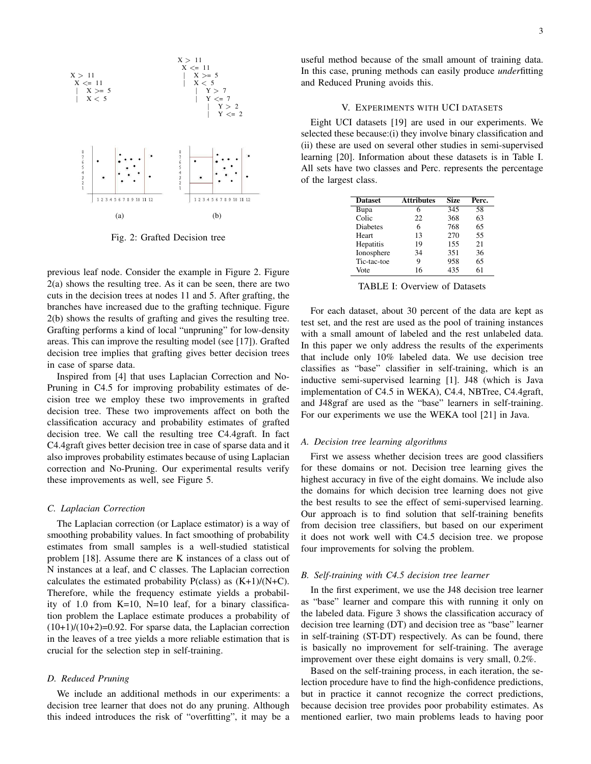```
X > 11
 X <= 11
 |   X >= 5
 |   X < 5
```

```
X > 11
 X <= 11
 |   X >= 5
 |   X < 5
 |     Y > 7
 |     Y <= 7
 |       Y > 2
 |       Y <= 2
```

(a) (b)

Fig. 2: Grafted Decision tree

previous leaf node. Consider the example in Figure 2. Figure 2(a) shows the resulting tree. As it can be seen, there are two cuts in the decision trees at nodes 11 and 5. After grafting, the branches have increased due to the grafting technique. Figure 2(b) shows the results of grafting and gives the resulting tree. Grafting performs a kind of local "unpruning" for low-density areas. This can improve the resulting model (see [17]). Grafted decision tree implies that grafting gives better decision trees in case of sparse data.

Inspired from [4] that uses Laplacian Correction and No-Pruning in C4.5 for improving probability estimates of decision tree we employ these two improvements in grafted decision tree. These two improvements affect on both the classification accuracy and probability estimates of grafted decision tree. We call the resulting tree C4.4graft. In fact C4.4graft gives better decision tree in case of sparse data and it also improves probability estimates because of using Laplacian correction and No-Pruning. Our experimental results verify these improvements as well, see Figure 5.

### C. Laplacian Correction

The Laplacian correction (or Laplace estimator) is a way of smoothing probability values. In fact smoothing of probability estimates from small samples is a well-studied statistical problem [18]. Assume there are K instances of a class out of N instances at a leaf, and C classes. The Laplacian correction calculates the estimated probability P(class) as $(K+1)/(N+C)$. Therefore, while the frequency estimate yields a probability of 1.0 from $K=10$, $N=10$ leaf, for a binary classification problem the Laplace estimate produces a probability of $(10+1)/(10+2)=0.92$. For sparse data, the Laplacian correction in the leaves of a tree yields a more reliable estimation that is crucial for the selection step in self-training.

### D. Reduced Pruning

We include an additional methods in our experiments: a decision tree learner that does not do any pruning. Although this indeed introduces the risk of "overfitting", it may be a useful method because of the small amount of training data. In this case, pruning methods can easily produce *under*fitting and Reduced Pruning avoids this.

## V. Experiments with UCI datasets

Eight UCI datasets [19] are used in our experiments. We selected these because:(i) they involve binary classification and (ii) these are used on several other studies in semi-supervised learning [20]. Information about these datasets is in Table I. All sets have two classes and Perc. represents the percentage of the largest class.

| Dataset | Attributes | Size | Perc. |
|---|---|---|---|
| Bupa | 6 | 345 | 58 |
| Colic | 22 | 368 | 63 |
| Diabetes | 6 | 768 | 65 |
| Heart | 13 | 270 | 55 |
| Hepatitis | 19 | 155 | 21 |
| Ionosphere | 34 | 351 | 36 |
| Tic-tac-toe | 9 | 958 | 65 |
| Vote | 16 | 435 | 61 |

TABLE I: Overview of Datasets

For each dataset, about 30 percent of the data are kept as test set, and the rest are used as the pool of training instances with a small amount of labeled and the rest unlabeled data. In this paper we only address the results of the experiments that include only 10% labeled data. We use decision tree classifies as "base" classifier in self-training, which is an inductive semi-supervised learning [1]. J48 (which is Java implementation of C4.5 in WEKA), C4.4, NBTree, C4.4graft, and J48graf are used as the "base" learners in self-training. For our experiments we use the WEKA tool [21] in Java.

### A. Decision tree learning algorithms

First we assess whether decision trees are good classifiers for these domains or not. Decision tree learning gives the highest accuracy in five of the eight domains. We include also the domains for which decision tree learning does not give the best results to see the effect of semi-supervised learning. Our approach is to find solution that self-training benefits from decision tree classifiers, but based on our experiment it does not work well with C4.5 decision tree. we propose four improvements for solving the problem.

### B. Self-training with C4.5 decision tree learner

In the first experiment, we use the J48 decision tree learner as "base" learner and compare this with running it only on the labeled data. Figure 3 shows the classification accuracy of decision tree learning (DT) and decision tree as "base" learner in self-training (ST-DT) respectively. As can be found, there is basically no improvement for self-training. The average improvement over these eight domains is very small, 0.2%.

Based on the self-training process, in each iteration, the selection procedure have to find the high-confidence predictions, but in practice it cannot recognize the correct predictions, because decision tree provides poor probability estimates. As mentioned earlier, two main problems leads to having poor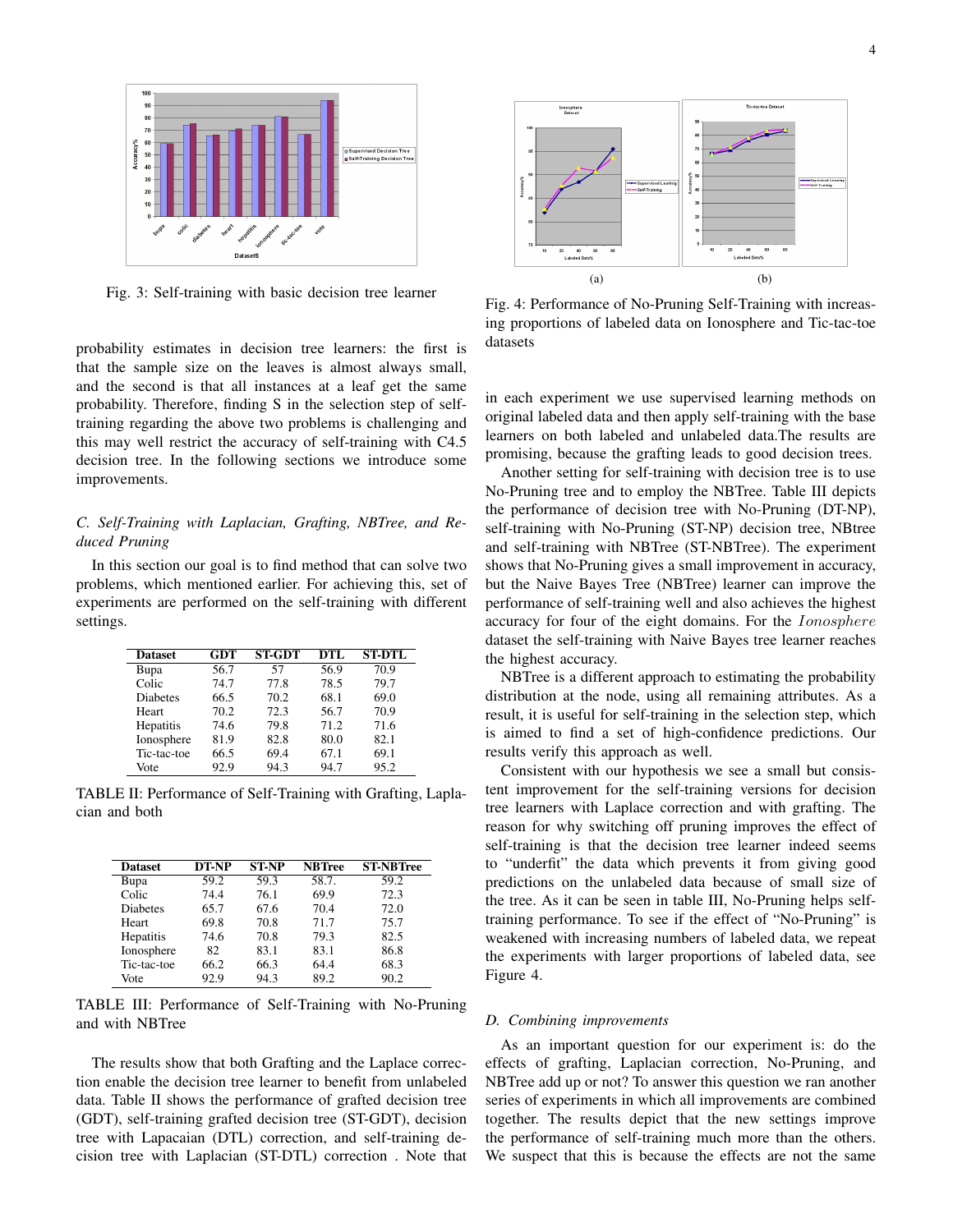Fig. 3: Self-training with basic decision tree learner

probability estimates in decision tree learners: the first is that the sample size on the leaves is almost always small, and the second is that all instances at a leaf get the same probability. Therefore, finding S in the selection step of self-training regarding the above two problems is challenging and this may well restrict the accuracy of self-training with C4.5 decision tree. In the following sections we introduce some improvements.

### C. Self-Training with Laplacian, Grafting, NBTree, and Reduced Pruning

In this section our goal is to find method that can solve two problems, which mentioned earlier. For achieving this, set of experiments are performed on the self-training with different settings.

| Dataset | GDT | ST-GDT | DTL | ST-DTL |
|---|---|---|---|---|
| Bupa | 56.7 | 57 | 56.9 | 70.9 |
| Colic | 74.7 | 77.8 | 78.5 | 79.7 |
| Diabetes | 66.5 | 70.2 | 68.1 | 69.0 |
| Heart | 70.2 | 72.3 | 56.7 | 70.9 |
| Hepatitis | 74.6 | 79.8 | 71.2 | 71.6 |
| Ionosphere | 81.9 | 82.8 | 80.0 | 82.1 |
| Tic-tac-toe | 66.5 | 69.4 | 67.1 | 69.1 |
| Vote | 92.9 | 94.3 | 94.7 | 95.2 |

TABLE II: Performance of Self-Training with Grafting, Laplacian and both

| Dataset | DT-NP | ST-NP | NBTree | ST-NBTree |
|---|---|---|---|---|
| Bupa | 59.2 | 59.3 | 58.7. | 59.2 |
| Colic | 74.4 | 76.1 | 69.9 | 72.3 |
| Diabetes | 65.7 | 67.6 | 70.4 | 72.0 |
| Heart | 69.8 | 70.8 | 71.7 | 75.7 |
| Hepatitis | 74.6 | 70.8 | 79.3 | 82.5 |
| Ionosphere | 82 | 83.1 | 83.1 | 86.8 |
| Tic-tac-toe | 66.2 | 66.3 | 64.4 | 68.3 |
| Vote | 92.9 | 94.3 | 89.2 | 90.2 |

TABLE III: Performance of Self-Training with No-Pruning and with NBTree

The results show that both Grafting and the Laplace correction enable the decision tree learner to benefit from unlabeled data. Table II shows the performance of grafted decision tree (GDT), self-training grafted decision tree (ST-GDT), decision tree with Lapacaian (DTL) correction, and self-training decision tree with Laplacian (ST-DTL) correction . Note that in each experiment we use supervised learning methods on original labeled data and then apply self-training with the base learners on both labeled and unlabeled data.The results are promising, because the grafting leads to good decision trees.

Fig. 4: Performance of No-Pruning Self-Training with increasing proportions of labeled data on Ionosphere and Tic-tac-toe datasets

Another setting for self-training with decision tree is to use No-Pruning tree and to employ the NBTree. Table III depicts the performance of decision tree with No-Pruning (DT-NP), self-training with No-Pruning (ST-NP) decision tree, NBtree and self-training with NBTree (ST-NBTree). The experiment shows that No-Pruning gives a small improvement in accuracy, but the Naive Bayes Tree (NBTree) learner can improve the performance of self-training well and also achieves the highest accuracy for four of the eight domains. For the *Ionosphere* dataset the self-training with Naive Bayes tree learner reaches the highest accuracy.

NBTree is a different approach to estimating the probability distribution at the node, using all remaining attributes. As a result, it is useful for self-training in the selection step, which is aimed to find a set of high-confidence predictions. Our results verify this approach as well.

Consistent with our hypothesis we see a small but consistent improvement for the self-training versions for decision tree learners with Laplace correction and with grafting. The reason for why switching off pruning improves the effect of self-training is that the decision tree learner indeed seems to "underfit" the data which prevents it from giving good predictions on the unlabeled data because of small size of the tree. As it can be seen in table III, No-Pruning helps self-training performance. To see if the effect of "No-Pruning" is weakened with increasing numbers of labeled data, we repeat the experiments with larger proportions of labeled data, see Figure 4.

### D. Combining improvements

As an important question for our experiment is: do the effects of grafting, Laplacian correction, No-Pruning, and NBTree add up or not? To answer this question we ran another series of experiments in which all improvements are combined together. The results depict that the new settings improve the performance of self-training much more than the others. We suspect that this is because the effects are not the same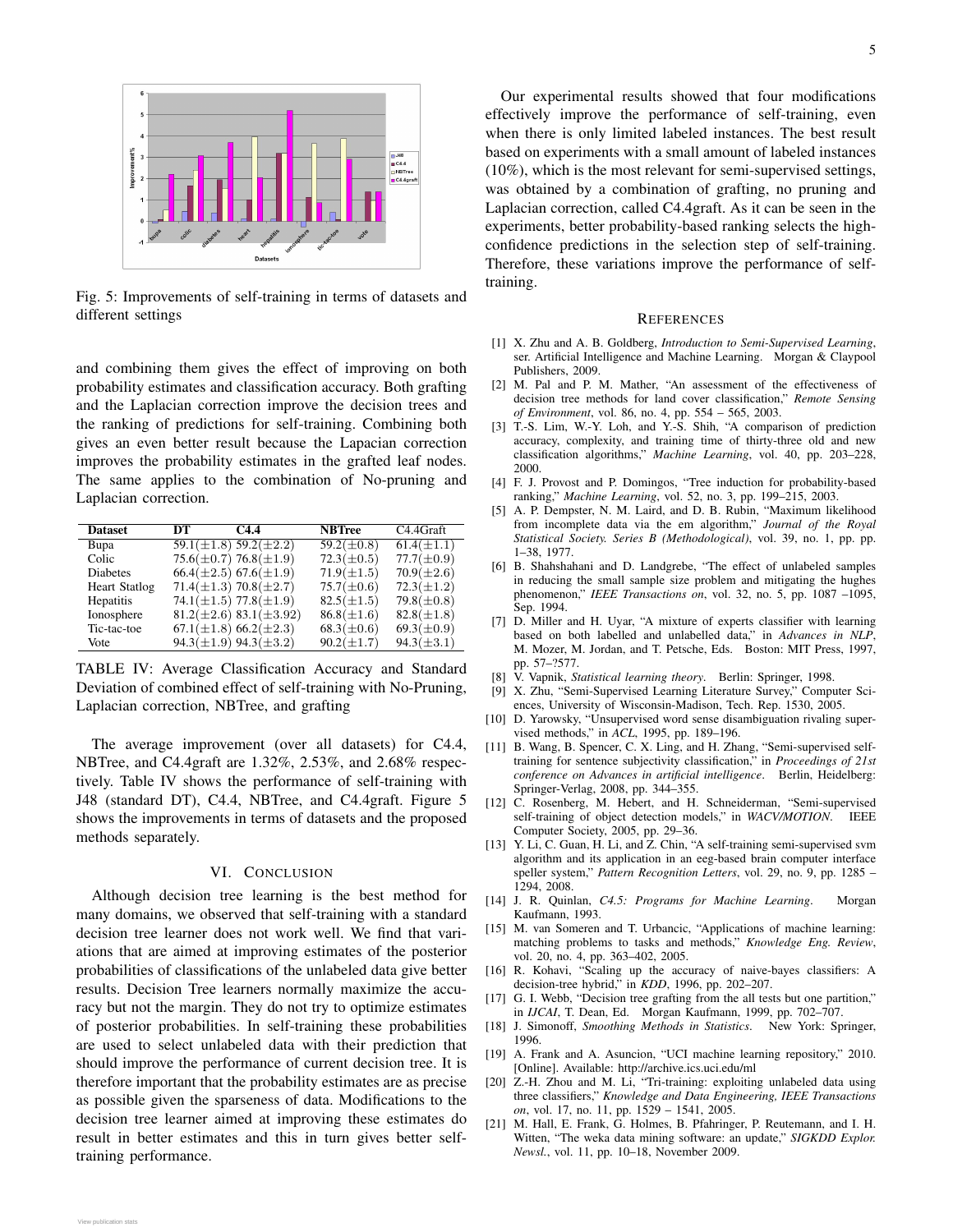6
5
4
3
2
1
0
-1
Improvement%
bupa
colic
diabetes
heart
hepatitis
ionosphere
tic-tac-toe
vote
Datasets
J48
C4.4
NBTree
C4.4graft

Fig. 5: Improvements of self-training in terms of datasets and different settings

and combining them gives the effect of improving on both probability estimates and classification accuracy. Both grafting and the Laplacian correction improve the decision trees and the ranking of predictions for self-training. Combining both gives an even better result because the Lapacian correction improves the probability estimates in the grafted leaf nodes. The same applies to the combination of No-pruning and Laplacian correction.

| Dataset | DT | C4.4 | NBTree | C4.4Graft |
|---|---|---|---|---|
| Bupa | 59.1($\pm$1.8) | 59.2($\pm$2.2) | 59.2($\pm$0.8) | 61.4($\pm$1.1) |
| Colic | 75.6($\pm$0.7) | 76.8($\pm$1.9) | 72.3($\pm$0.5) | 77.7($\pm$0.9) |
| Diabetes | 66.4($\pm$2.5) | 67.6($\pm$1.9) | 71.9($\pm$1.5) | 70.9($\pm$2.6) |
| Heart Statlog | 71.4($\pm$1.3) | 70.8($\pm$2.7) | 75.7($\pm$0.6) | 72.3($\pm$1.2) |
| Hepatitis | 74.1($\pm$1.5) | 77.8($\pm$1.9) | 82.5($\pm$1.5) | 79.8($\pm$0.8) |
| Ionosphere | 81.2($\pm$2.6) | 83.1($\pm$3.92) | 86.8($\pm$1.6) | 82.8($\pm$1.8) |
| Tic-tac-toe | 67.1($\pm$1.8) | 66.2($\pm$2.3) | 68.3($\pm$0.6) | 69.3($\pm$0.9) |
| Vote | 94.3($\pm$1.9) | 94.3($\pm$3.2) | 90.2($\pm$1.7) | 94.3($\pm$3.1) |

TABLE IV: Average Classification Accuracy and Standard Deviation of combined effect of self-training with No-Pruning, Laplacian correction, NBTree, and grafting

The average improvement (over all datasets) for C4.4, NBTree, and C4.4graft are 1.32%, 2.53%, and 2.68% respectively. Table IV shows the performance of self-training with J48 (standard DT), C4.4, NBTree, and C4.4graft. Figure 5 shows the improvements in terms of datasets and the proposed methods separately.

## VI. Conclusion

Although decision tree learning is the best method for many domains, we observed that self-training with a standard decision tree learner does not work well. We find that variations that are aimed at improving estimates of the posterior probabilities of classifications of the unlabeled data give better results. Decision Tree learners normally maximize the accuracy but not the margin. They do not try to optimize estimates of posterior probabilities. In self-training these probabilities are used to select unlabeled data with their prediction that should improve the performance of current decision tree. It is therefore important that the probability estimates are as precise as possible given the sparseness of data. Modifications to the decision tree learner aimed at improving these estimates do result in better estimates and this in turn gives better self-training performance.

Our experimental results showed that four modifications effectively improve the performance of self-training, even when there is only limited labeled instances. The best result based on experiments with a small amount of labeled instances (10%), which is the most relevant for semi-supervised settings, was obtained by a combination of grafting, no pruning and Laplacian correction, called C4.4graft. As it can be seen in the experiments, better probability-based ranking selects the high-confidence predictions in the selection step of self-training. Therefore, these variations improve the performance of self-training.

## References

[1] X. Zhu and A. B. Goldberg, *Introduction to Semi-Supervised Learning*, ser. Artificial Intelligence and Machine Learning. Morgan & Claypool Publishers, 2009.

[2] M. Pal and P. M. Mather, "An assessment of the effectiveness of decision tree methods for land cover classification," *Remote Sensing of Environment*, vol. 86, no. 4, pp. 554 – 565, 2003.

[3] T.-S. Lim, W.-Y. Loh, and Y.-S. Shih, "A comparison of prediction accuracy, complexity, and training time of thirty-three old and new classification algorithms," *Machine Learning*, vol. 40, pp. 203–228, 2000.

[4] F. J. Provost and P. Domingos, "Tree induction for probability-based ranking," *Machine Learning*, vol. 52, no. 3, pp. 199–215, 2003.

[5] A. P. Dempster, N. M. Laird, and D. B. Rubin, "Maximum likelihood from incomplete data via the em algorithm," *Journal of the Royal Statistical Society. Series B (Methodological)*, vol. 39, no. 1, pp. pp. 1–38, 1977.

[6] B. Shahshahani and D. Landgrebe, "The effect of unlabeled samples in reducing the small sample size problem and mitigating the hughes phenomenon," *IEEE Transactions on*, vol. 32, no. 5, pp. 1087 –1095, Sep. 1994.

[7] D. Miller and H. Uyar, "A mixture of experts classifier with learning based on both labelled and unlabelled data," in *Advances in NLP*, M. Mozer, M. Jordan, and T. Petsche, Eds. Boston: MIT Press, 1997, pp. 57–?577.

[8] V. Vapnik, *Statistical learning theory*. Berlin: Springer, 1998.

[9] X. Zhu, "Semi-Supervised Learning Literature Survey," Computer Sciences, University of Wisconsin-Madison, Tech. Rep. 1530, 2005.

[10] D. Yarowsky, "Unsupervised word sense disambiguation rivaling supervised methods," in *ACL*, 1995, pp. 189–196.

[11] B. Wang, B. Spencer, C. X. Ling, and H. Zhang, "Semi-supervised self-training for sentence subjectivity classification," in *Proceedings of 21st conference on Advances in artificial intelligence*. Berlin, Heidelberg: Springer-Verlag, 2008, pp. 344–355.

[12] C. Rosenberg, M. Hebert, and H. Schneiderman, "Semi-supervised self-training of object detection models," in *WACV/MOTION*. IEEE Computer Society, 2005, pp. 29–36.

[13] Y. Li, C. Guan, H. Li, and Z. Chin, "A self-training semi-supervised svm algorithm and its application in an eeg-based brain computer interface speller system," *Pattern Recognition Letters*, vol. 29, no. 9, pp. 1285 – 1294, 2008.

[14] J. R. Quinlan, *C4.5: Programs for Machine Learning*. Morgan Kaufmann, 1993.

[15] M. van Someren and T. Urbancic, "Applications of machine learning: matching problems to tasks and methods," *Knowledge Eng. Review*, vol. 20, no. 4, pp. 363–402, 2005.

[16] R. Kohavi, "Scaling up the accuracy of naive-bayes classifiers: A decision-tree hybrid," in *KDD*, 1996, pp. 202–207.

[17] G. I. Webb, "Decision tree grafting from the all tests but one partition," in *IJCAI*, T. Dean, Ed. Morgan Kaufmann, 1999, pp. 702–707.

[18] J. Simonoff, *Smoothing Methods in Statistics*. New York: Springer, 1996.

[19] A. Frank and A. Asuncion, "UCI machine learning repository," 2010. [Online]. Available: http://archive.ics.uci.edu/ml

[20] Z.-H. Zhou and M. Li, "Tri-training: exploiting unlabeled data using three classifiers," *Knowledge and Data Engineering, IEEE Transactions on*, vol. 17, no. 11, pp. 1529 – 1541, 2005.

[21] M. Hall, E. Frank, G. Holmes, B. Pfahringer, P. Reutemann, and I. H. Witten, "The weka data mining software: an update," *SIGKDD Explor. Newsl.*, vol. 11, pp. 10–18, November 2009.